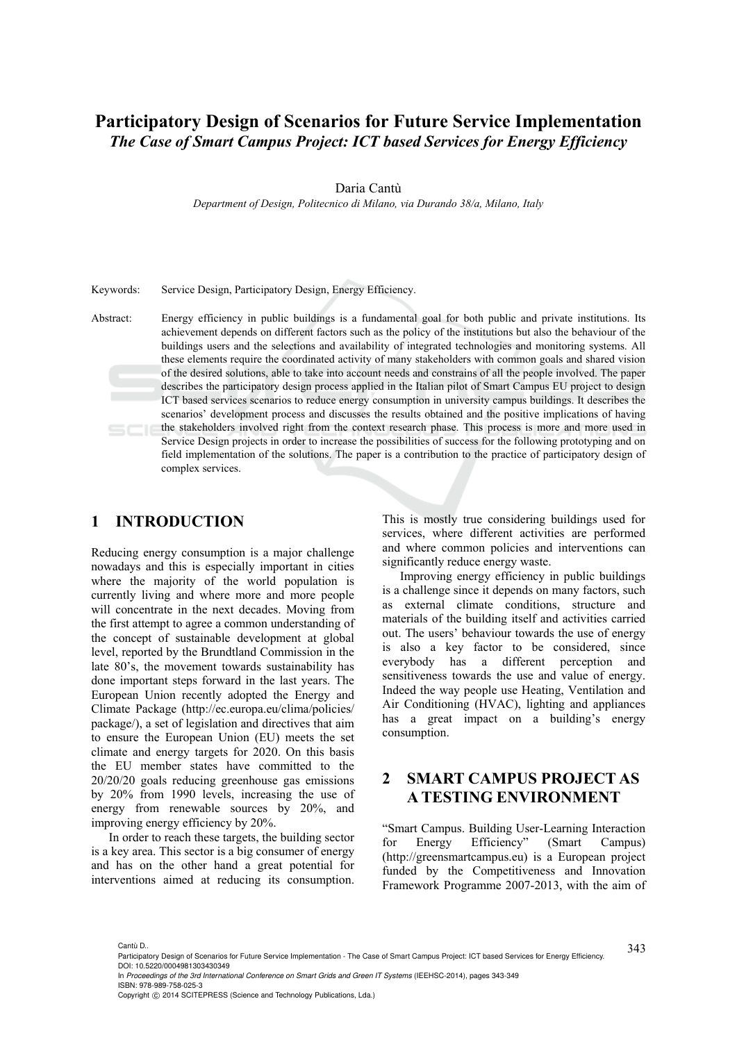# Participatory Design of Scenarios for Future Service Implementation

## *The Case of Smart Campus Project: ICT based Services for Energy Efficiency*

Daria Cantù

*Department of Design, Politecnico di Milano, via Durando 38/a, Milano, Italy*

Keywords: Service Design, Participatory Design, Energy Efficiency.

Abstract: Energy efficiency in public buildings is a fundamental goal for both public and private institutions. Its achievement depends on different factors such as the policy of the institutions but also the behaviour of the buildings users and the selections and availability of integrated technologies and monitoring systems. All these elements require the coordinated activity of many stakeholders with common goals and shared vision of the desired solutions, able to take into account needs and constrains of all the people involved. The paper describes the participatory design process applied in the Italian pilot of Smart Campus EU project to design ICT based services scenarios to reduce energy consumption in university campus buildings. It describes the scenarios' development process and discusses the results obtained and the positive implications of having the stakeholders involved right from the context research phase. This process is more and more used in Service Design projects in order to increase the possibilities of success for the following prototyping and on field implementation of the solutions. The paper is a contribution to the practice of participatory design of complex services.

## 1 INTRODUCTION

Reducing energy consumption is a major challenge nowadays and this is especially important in cities where the majority of the world population is currently living and where more and more people will concentrate in the next decades. Moving from the first attempt to agree a common understanding of the concept of sustainable development at global level, reported by the Brundtland Commission in the late 80's, the movement towards sustainability has done important steps forward in the last years. The European Union recently adopted the Energy and Climate Package (http://ec.europa.eu/clima/policies/package/), a set of legislation and directives that aim to ensure the European Union (EU) meets the set climate and energy targets for 2020. On this basis the EU member states have committed to the 20/20/20 goals reducing greenhouse gas emissions by 20% from 1990 levels, increasing the use of energy from renewable sources by 20%, and improving energy efficiency by 20%.

In order to reach these targets, the building sector is a key area. This sector is a big consumer of energy and has on the other hand a great potential for interventions aimed at reducing its consumption. This is mostly true considering buildings used for services, where different activities are performed and where common policies and interventions can significantly reduce energy waste.

Improving energy efficiency in public buildings is a challenge since it depends on many factors, such as external climate conditions, structure and materials of the building itself and activities carried out. The users' behaviour towards the use of energy is also a key factor to be considered, since everybody has a different perception and sensitiveness towards the use and value of energy. Indeed the way people use Heating, Ventilation and Air Conditioning (HVAC), lighting and appliances has a great impact on a building's energy consumption.

## 2 SMART CAMPUS PROJECT AS A TESTING ENVIRONMENT

"Smart Campus. Building User-Learning Interaction for Energy Efficiency" (Smart Campus) (http://greensmartcampus.eu) is a European project funded by the Competitiveness and Innovation Framework Programme 2007-2013, with the aim of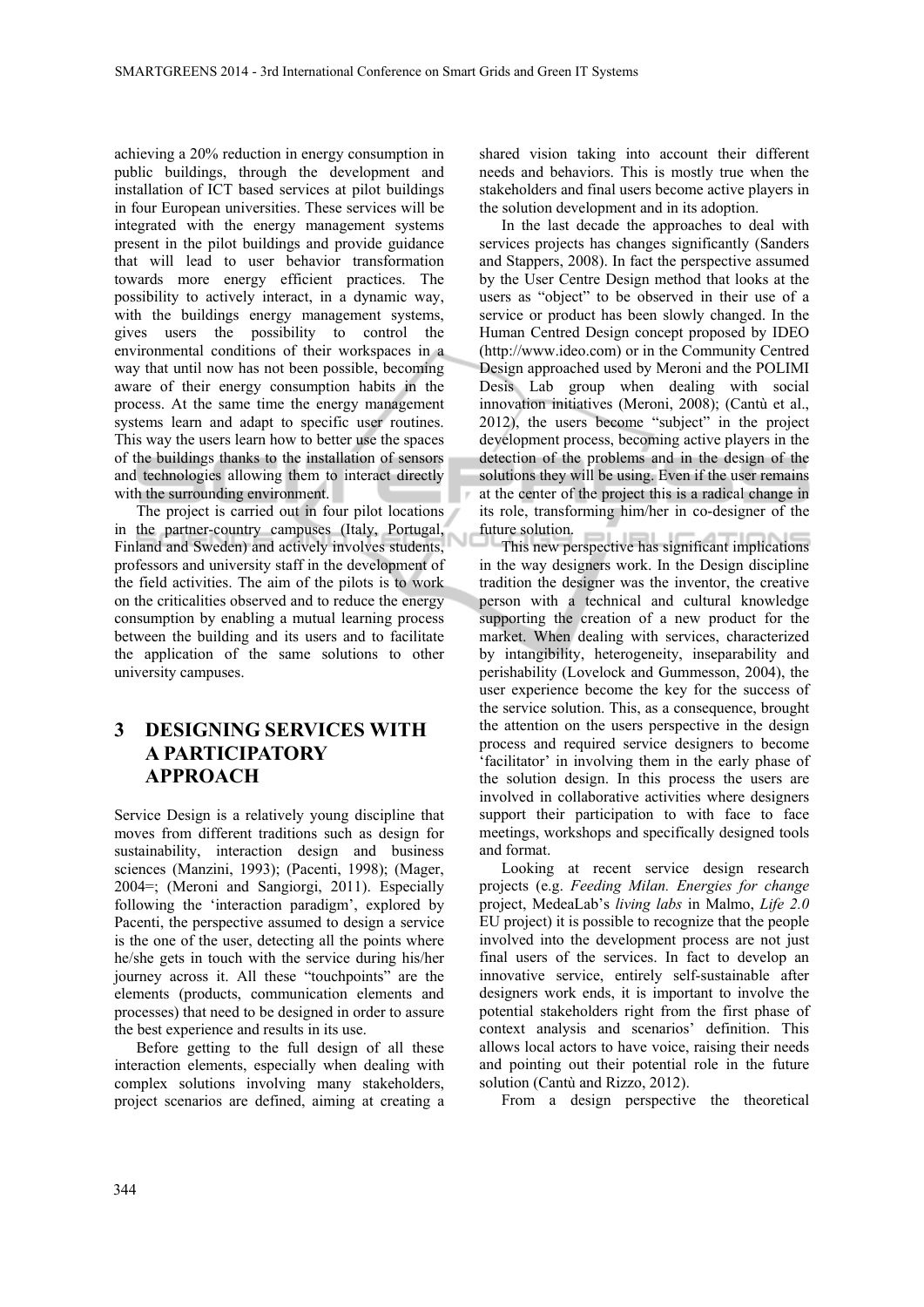achieving a 20% reduction in energy consumption in public buildings, through the development and installation of ICT based services at pilot buildings in four European universities. These services will be integrated with the energy management systems present in the pilot buildings and provide guidance that will lead to user behavior transformation towards more energy efficient practices. The possibility to actively interact, in a dynamic way, with the buildings energy management systems, gives users the possibility to control the environmental conditions of their workspaces in a way that until now has not been possible, becoming aware of their energy consumption habits in the process. At the same time the energy management systems learn and adapt to specific user routines. This way the users learn how to better use the spaces of the buildings thanks to the installation of sensors and technologies allowing them to interact directly with the surrounding environment.

The project is carried out in four pilot locations in the partner-country campuses (Italy, Portugal, Finland and Sweden) and actively involves students, professors and university staff in the development of the field activities. The aim of the pilots is to work on the criticalities observed and to reduce the energy consumption by enabling a mutual learning process between the building and its users and to facilitate the application of the same solutions to other university campuses.

## 3 DESIGNING SERVICES WITH A PARTICIPATORY APPROACH

Service Design is a relatively young discipline that moves from different traditions such as design for sustainability, interaction design and business sciences (Manzini, 1993); (Pacenti, 1998); (Mager, 2004=; (Meroni and Sangiorgi, 2011). Especially following the 'interaction paradigm', explored by Pacenti, the perspective assumed to design a service is the one of the user, detecting all the points where he/she gets in touch with the service during his/her journey across it. All these "touchpoints" are the elements (products, communication elements and processes) that need to be designed in order to assure the best experience and results in its use.

Before getting to the full design of all these interaction elements, especially when dealing with complex solutions involving many stakeholders, project scenarios are defined, aiming at creating a shared vision taking into account their different needs and behaviors. This is mostly true when the stakeholders and final users become active players in the solution development and in its adoption.

In the last decade the approaches to deal with services projects has changes significantly (Sanders and Stappers, 2008). In fact the perspective assumed by the User Centre Design method that looks at the users as "object" to be observed in their use of a service or product has been slowly changed. In the Human Centred Design concept proposed by IDEO (http://www.ideo.com) or in the Community Centred Design approached used by Meroni and the POLIMI Desis Lab group when dealing with social innovation initiatives (Meroni, 2008); (Cantù et al., 2012), the users become "subject" in the project development process, becoming active players in the detection of the problems and in the design of the solutions they will be using. Even if the user remains at the center of the project this is a radical change in its role, transforming him/her in co-designer of the future solution.

This new perspective has significant implications in the way designers work. In the Design discipline tradition the designer was the inventor, the creative person with a technical and cultural knowledge supporting the creation of a new product for the market. When dealing with services, characterized by intangibility, heterogeneity, inseparability and perishability (Lovelock and Gummesson, 2004), the user experience become the key for the success of the service solution. This, as a consequence, brought the attention on the users perspective in the design process and required service designers to become 'facilitator' in involving them in the early phase of the solution design. In this process the users are involved in collaborative activities where designers support their participation to with face to face meetings, workshops and specifically designed tools and format.

Looking at recent service design research projects (e.g. *Feeding Milan. Energies for change* project, MedeaLab's *living labs* in Malmo, *Life 2.0* EU project) it is possible to recognize that the people involved into the development process are not just final users of the services. In fact to develop an innovative service, entirely self-sustainable after designers work ends, it is important to involve the potential stakeholders right from the first phase of context analysis and scenarios' definition. This allows local actors to have voice, raising their needs and pointing out their potential role in the future solution (Cantù and Rizzo, 2012).

From a design perspective the theoretical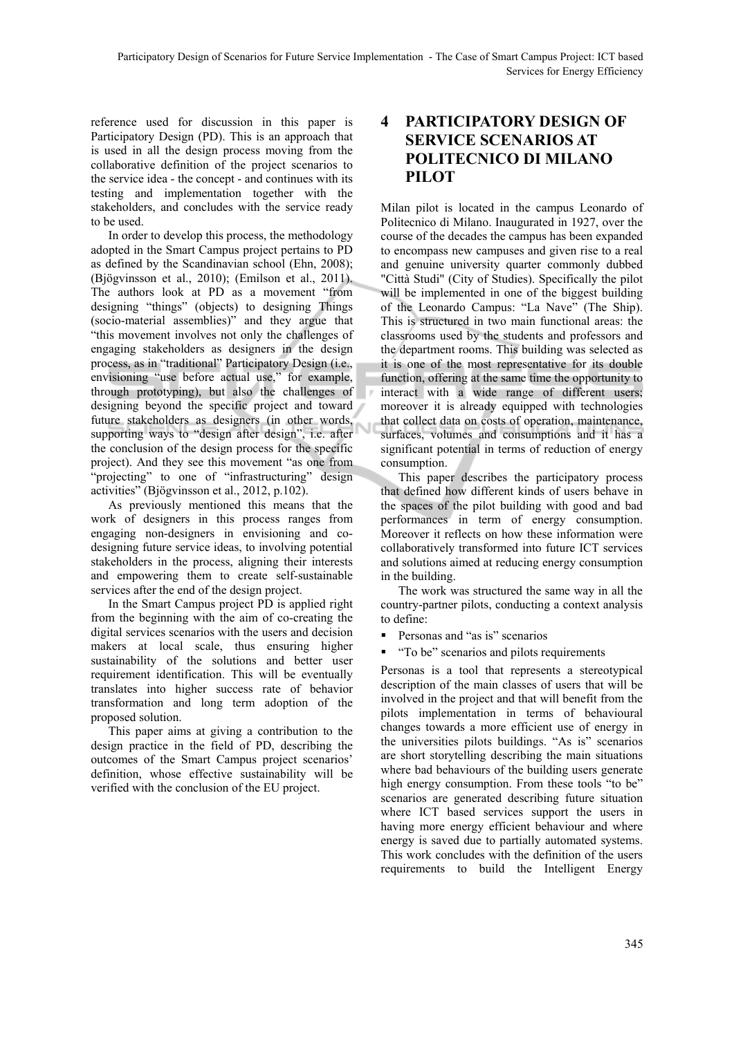reference used for discussion in this paper is Participatory Design (PD). This is an approach that is used in all the design process moving from the collaborative definition of the project scenarios to the service idea - the concept - and continues with its testing and implementation together with the stakeholders, and concludes with the service ready to be used.

In order to develop this process, the methodology adopted in the Smart Campus project pertains to PD as defined by the Scandinavian school (Ehn, 2008); (Bjögvinsson et al., 2010); (Emilson et al., 2011). The authors look at PD as a movement "from designing "things" (objects) to designing Things (socio-material assemblies)" and they argue that "this movement involves not only the challenges of engaging stakeholders as designers in the design process, as in "traditional" Participatory Design (i.e., envisioning "use before actual use," for example, through prototyping), but also the challenges of designing beyond the specific project and toward future stakeholders as designers (in other words, supporting ways to "design after design", i.e. after the conclusion of the design process for the specific project). And they see this movement "as one from "projecting" to one of "infrastructuring" design activities" (Bjögvinsson et al., 2012, p.102).

As previously mentioned this means that the work of designers in this process ranges from engaging non-designers in envisioning and co-designing future service ideas, to involving potential stakeholders in the process, aligning their interests and empowering them to create self-sustainable services after the end of the design project.

In the Smart Campus project PD is applied right from the beginning with the aim of co-creating the digital services scenarios with the users and decision makers at local scale, thus ensuring higher sustainability of the solutions and better user requirement identification. This will be eventually translates into higher success rate of behavior transformation and long term adoption of the proposed solution.

This paper aims at giving a contribution to the design practice in the field of PD, describing the outcomes of the Smart Campus project scenarios' definition, whose effective sustainability will be verified with the conclusion of the EU project.

# 4 PARTICIPATORY DESIGN OF SERVICE SCENARIOS AT POLITECNICO DI MILANO PILOT

Milan pilot is located in the campus Leonardo of Politecnico di Milano. Inaugurated in 1927, over the course of the decades the campus has been expanded to encompass new campuses and given rise to a real and genuine university quarter commonly dubbed "Città Studi" (City of Studies). Specifically the pilot will be implemented in one of the biggest building of the Leonardo Campus: "La Nave" (The Ship). This is structured in two main functional areas: the classrooms used by the students and professors and the department rooms. This building was selected as it is one of the most representative for its double function, offering at the same time the opportunity to interact with a wide range of different users; moreover it is already equipped with technologies that collect data on costs of operation, maintenance, surfaces, volumes and consumptions and it has a significant potential in terms of reduction of energy consumption.

This paper describes the participatory process that defined how different kinds of users behave in the spaces of the pilot building with good and bad performances in term of energy consumption. Moreover it reflects on how these information were collaboratively transformed into future ICT services and solutions aimed at reducing energy consumption in the building.

The work was structured the same way in all the country-partner pilots, conducting a context analysis to define:

- Personas and "as is" scenarios
- "To be" scenarios and pilots requirements

Personas is a tool that represents a stereotypical description of the main classes of users that will be involved in the project and that will benefit from the pilots implementation in terms of behavioural changes towards a more efficient use of energy in the universities pilots buildings. "As is" scenarios are short storytelling describing the main situations where bad behaviours of the building users generate high energy consumption. From these tools "to be" scenarios are generated describing future situation where ICT based services support the users in having more energy efficient behaviour and where energy is saved due to partially automated systems. This work concludes with the definition of the users requirements to build the Intelligent Energy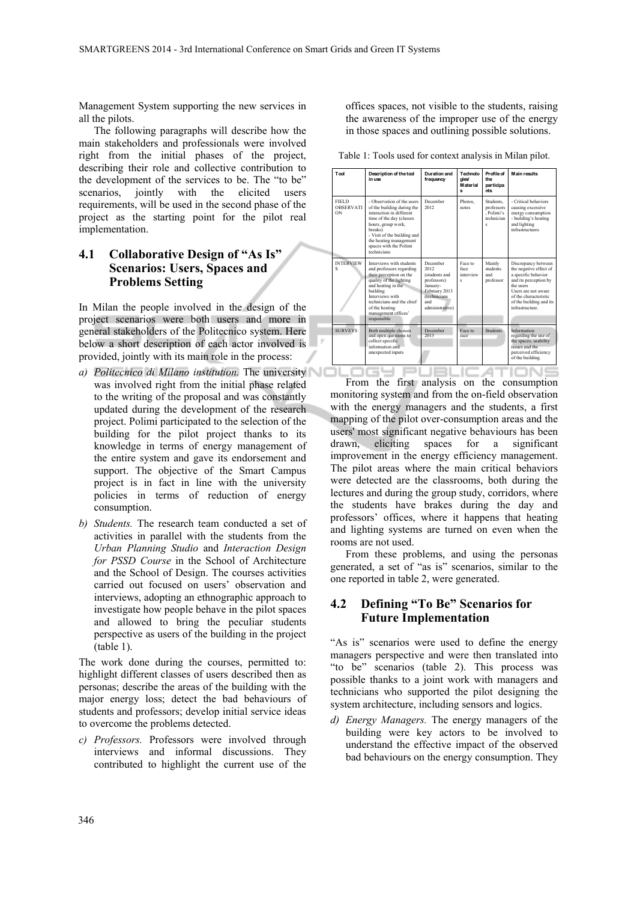Management System supporting the new services in all the pilots.

The following paragraphs will describe how the main stakeholders and professionals were involved right from the initial phases of the project, describing their role and collective contribution to the development of the services to be. The "to be" scenarios, jointly with the elicited users requirements, will be used in the second phase of the project as the starting point for the pilot real implementation.

### 4.1 Collaborative Design of "As Is" Scenarios: Users, Spaces and Problems Setting

In Milan the people involved in the design of the project scenarios were both users and more in general stakeholders of the Politecnico system. Here below a short description of each actor involved is provided, jointly with its main role in the process:

a) *Politecnico di Milano institution.* The university was involved right from the initial phase related to the writing of the proposal and was constantly updated during the development of the research project. Polimi participated to the selection of the building for the pilot project thanks to its knowledge in terms of energy management of the entire system and gave its endorsement and support. The objective of the Smart Campus project is in fact in line with the university policies in terms of reduction of energy consumption.

b) *Students.* The research team conducted a set of activities in parallel with the students from the *Urban Planning Studio* and *Interaction Design for PSSD Course* in the School of Architecture and the School of Design. The courses activities carried out focused on users' observation and interviews, adopting an ethnographic approach to investigate how people behave in the pilot spaces and allowed to bring the peculiar students perspective as users of the building in the project (table 1).

The work done during the courses, permitted to: highlight different classes of users described then as personas; describe the areas of the building with the major energy loss; detect the bad behaviours of students and professors; develop initial service ideas to overcome the problems detected.

c) *Professors.* Professors were involved through interviews and informal discussions. They contributed to highlight the current use of the offices spaces, not visible to the students, raising the awareness of the improper use of the energy in those spaces and outlining possible solutions.

Table 1: Tools used for context analysis in Milan pilot.

| Tool | Description of the tool in use | Duration and frequency | Technologies/ Materials | Profile of the participants | Main results |
|---|---|---|---|---|---|
| FIELD OBSERVATION | - Observation of the users of the building during the interaction in different time of the day (classes hours, group work, breaks)<br>- Visit of the building and the heating management spaces with the Polimi technicians | December 2012 | Photos, notes | Students, professors, Polimi's technicians | - Critical behaviors causing excessive energy consumption<br>- building's heating and lighting infrastructures |
| INTERVIEWS | Interviews with students and professors regarding their perception on the quality of the lighting and heating in the building<br>Interviews with technicians and the chief of the heating management offices' responsible | December 2012 (students and professors)<br>January-February 2013 (technicians and administrative) | Face to face interviews | Mainly students and professor | Discrepancy between the negative effect of a specific behavior and its perception by the users<br>Users are not aware of the characteristic of the building and its infrastructure. |
| SURVEYS | Both multiple choices and open questions to collect specific information and unexpected inputs | December 2013 | Face to face | Students | Information regarding the use of the spaces, usability issues and the perceived efficiency of the building. |

From the first analysis on the consumption monitoring system and from the on-field observation with the energy managers and the students, a first mapping of the pilot over-consumption areas and the users' most significant negative behaviours has been drawn, eliciting spaces for a significant improvement in the energy efficiency management. The pilot areas where the main critical behaviors were detected are the classrooms, both during the lectures and during the group study, corridors, where the students have brakes during the day and professors' offices, where it happens that heating and lighting systems are turned on even when the rooms are not used.

From these problems, and using the personas generated, a set of "as is" scenarios, similar to the one reported in table 2, were generated.

### 4.2 Defining "To Be" Scenarios for Future Implementation

"As is" scenarios were used to define the energy managers perspective and were then translated into "to be" scenarios (table 2). This process was possible thanks to a joint work with managers and technicians who supported the pilot designing the system architecture, including sensors and logics.

d) *Energy Managers.* The energy managers of the building were key actors to be involved to understand the effective impact of the observed bad behaviours on the energy consumption. They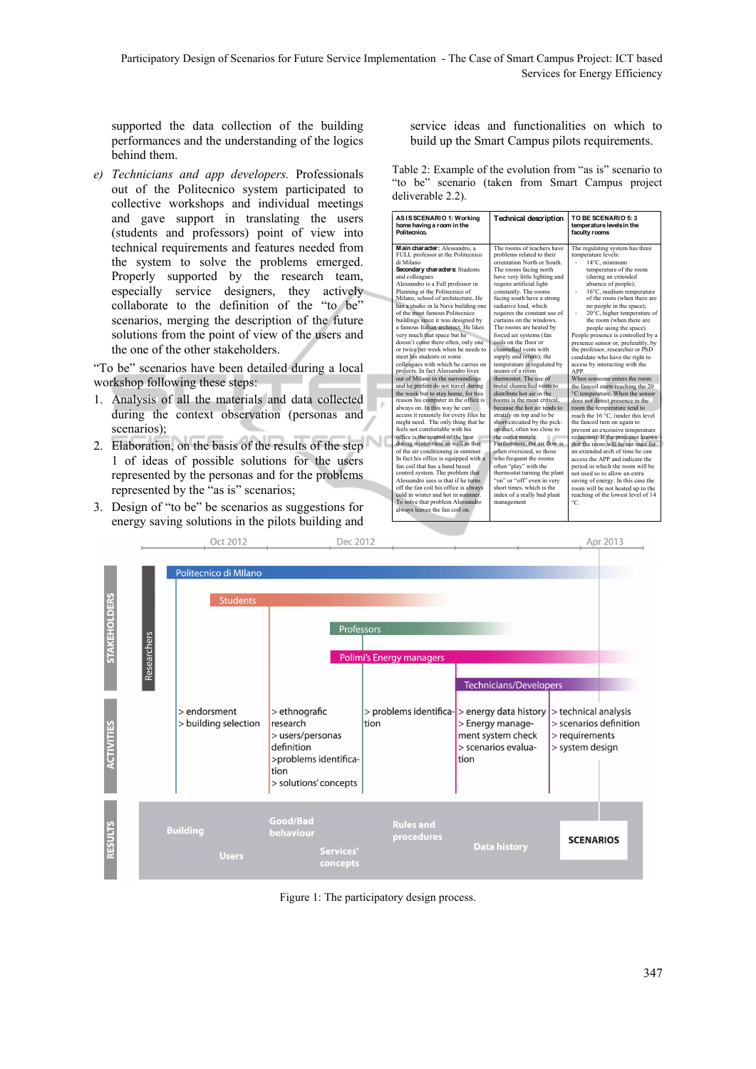supported the data collection of the building performances and the understanding of the logics behind them.

e) *Technicians and app developers.* Professionals out of the Politecnico system participated to collective workshops and individual meetings and gave support in translating the users (students and professors) point of view into technical requirements and features needed from the system to solve the problems emerged. Properly supported by the research team, especially service designers, they actively collaborate to the definition of the "to be" scenarios, merging the description of the future solutions from the point of view of the users and the one of the other stakeholders.

"To be" scenarios have been detailed during a local workshop following these steps:

1. Analysis of all the materials and data collected during the context observation (personas and scenarios);
2. Elaboration, on the basis of the results of the step 1 of ideas of possible solutions for the users represented by the personas and for the problems represented by the "as is" scenarios;
3. Design of "to be" be scenarios as suggestions for energy saving solutions in the pilots building and service ideas and functionalities on which to build up the Smart Campus pilots requirements.

Table 2: Example of the evolution from "as is" scenario to "to be" scenario (taken from Smart Campus project deliverable 2.2).

| AS IS SCENARIO 1: Working home having a room in the Politecnico. | Technical description | TO BE SCENARIO 5: 3 temperature levels in the faculty rooms |
|---|---|---|
| **Main character:** Alessandro, a FULL professor at the Politecnico di Milano **Secondary characters:** Students and colleagues Alessandro is a Full professor in Planning at the Politecnico of Milano, school of architecture. He has a studio in la Nave building one of the most famous Politecnico buildings since it was designed by a famous Italian architect. He likes very much that space but he doesn't come there often, only one or twice per week when he needs to meet his students or some colleagues with which he carries on projects. In fact Alessandro lives out of Milano in the surroundings and he prefers do not travel during the week but to stay home, for this reason his computer in the office is always on. In this way he can access it remotely for every files he might need. The only thing that he feels not comfortable with his office is the control of the heat during winter-time as well as that of the air conditioning in summer. In fact his office is equipped with a fan coil that has a hand based control system. The problem that Alessandro sees is that if he turns off the fan coil his office is always cold in winter and hot in summer. To solve that problem Alessandro always leaves the fan coil on. | The rooms of teachers have problems related to their orientation North or South. The rooms facing north have very little lighting and require artificial light constantly. The rooms facing south have a strong radiative load, which requires the constant use of curtains on the windows. The rooms are heated by forced air systems (fan coils on the floor or channelled vents with supply and return); the temperature is regulated by means of a room thermostat. The use of metal channelled vents to distribute hot air in the rooms is the most critical, because the hot air tends to stratify on top and to be short-circuited by the pick-up duct, often too close to the outlet nozzle. Furthermore, the air flow is often oversized, so those who frequent the rooms often "play" with the thermostat turning the plant "on" or "off" even in very short times, which is the index of a really bad plant management | The regulating system has three temperature levels: - 14°C, minimum temperature of the room (during an extended absence of people); - 16°C, medium temperature of the room (when there are no people in the space); - 20°C, higher temperature of the room (when there are people using the space). People presence is controlled by a presence sensor or, preferably, by the professor, researcher or PhD candidate who have the right to access by interacting with the APP. When someone enters the room the fancoil starts reaching the 20 °C temperature. When the sensor does not detect presence in the room the temperature tend to reach the 16 °C, (under this level the fancoil turn on again to prevent an excessive temperature reduction). If the professor knows that the room will be not used for an extended arch of time he can access the APP and indicate the period in which the room will be not used so to allow an extra saving of energy. In this case the room will be not heated up to the reaching of the lowest level of 14 °C. |

Figure 1: The participatory design process.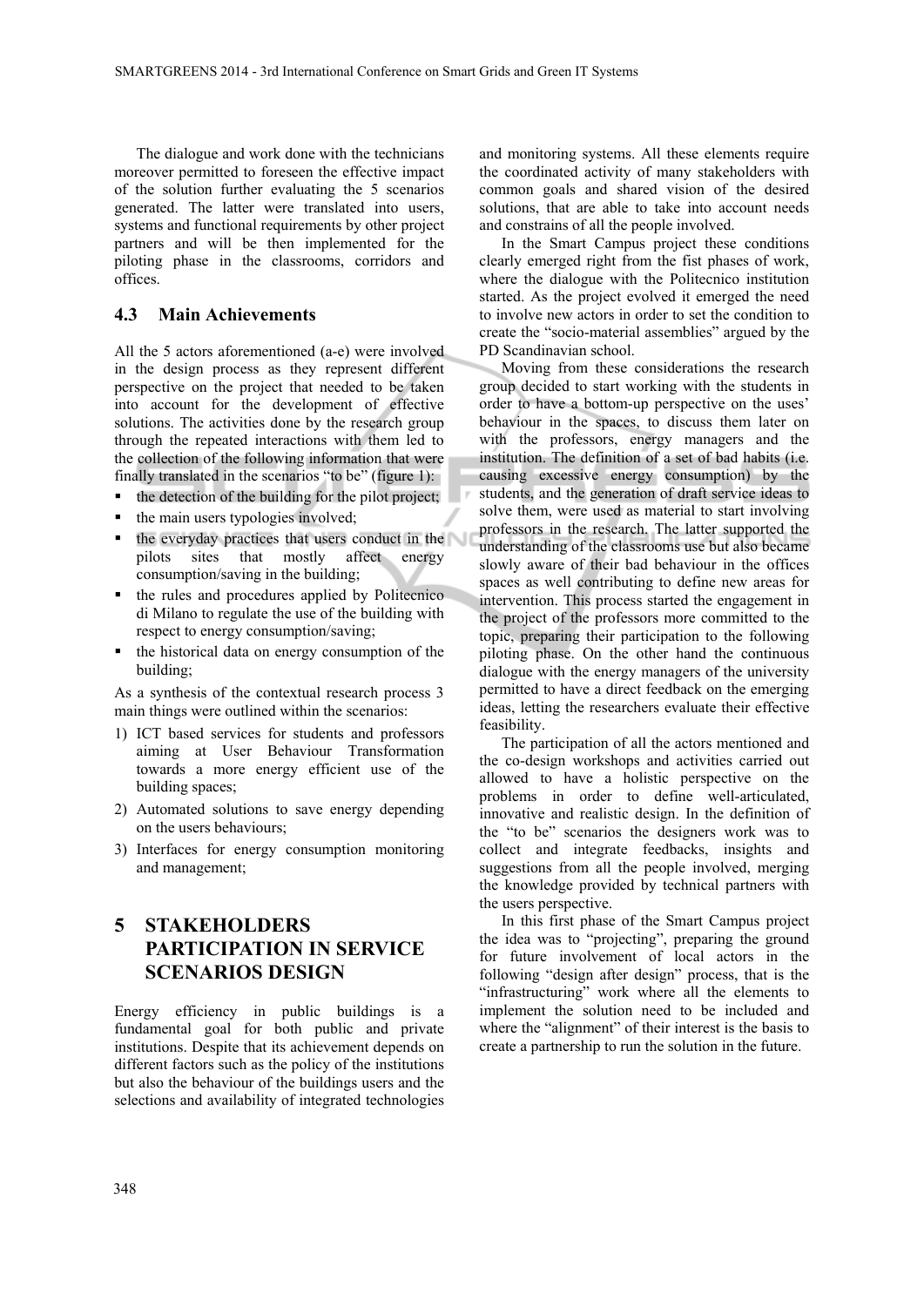The dialogue and work done with the technicians moreover permitted to foreseen the effective impact of the solution further evaluating the 5 scenarios generated. The latter were translated into users, systems and functional requirements by other project partners and will be then implemented for the piloting phase in the classrooms, corridors and offices.

### 4.3 Main Achievements

All the 5 actors aforementioned (a-e) were involved in the design process as they represent different perspective on the project that needed to be taken into account for the development of effective solutions. The activities done by the research group through the repeated interactions with them led to the collection of the following information that were finally translated in the scenarios "to be" (figure 1):

- the detection of the building for the pilot project;
- the main users typologies involved;
- the everyday practices that users conduct in the pilots sites that mostly affect energy consumption/saving in the building;
- the rules and procedures applied by Politecnico di Milano to regulate the use of the building with respect to energy consumption/saving;
- the historical data on energy consumption of the building;

As a synthesis of the contextual research process 3 main things were outlined within the scenarios:

1) ICT based services for students and professors aiming at User Behaviour Transformation towards a more energy efficient use of the building spaces;
2) Automated solutions to save energy depending on the users behaviours;
3) Interfaces for energy consumption monitoring and management;

## 5 STAKEHOLDERS PARTICIPATION IN SERVICE SCENARIOS DESIGN

Energy efficiency in public buildings is a fundamental goal for both public and private institutions. Despite that its achievement depends on different factors such as the policy of the institutions but also the behaviour of the buildings users and the selections and availability of integrated technologies and monitoring systems. All these elements require the coordinated activity of many stakeholders with common goals and shared vision of the desired solutions, that are able to take into account needs and constrains of all the people involved.

In the Smart Campus project these conditions clearly emerged right from the fist phases of work, where the dialogue with the Politecnico institution started. As the project evolved it emerged the need to involve new actors in order to set the condition to create the "socio-material assemblies" argued by the PD Scandinavian school.

Moving from these considerations the research group decided to start working with the students in order to have a bottom-up perspective on the uses' behaviour in the spaces, to discuss them later on with the professors, energy managers and the institution. The definition of a set of bad habits (i.e. causing excessive energy consumption) by the students, and the generation of draft service ideas to solve them, were used as material to start involving professors in the research. The latter supported the understanding of the classrooms use but also became slowly aware of their bad behaviour in the offices spaces as well contributing to define new areas for intervention. This process started the engagement in the project of the professors more committed to the topic, preparing their participation to the following piloting phase. On the other hand the continuous dialogue with the energy managers of the university permitted to have a direct feedback on the emerging ideas, letting the researchers evaluate their effective feasibility.

The participation of all the actors mentioned and the co-design workshops and activities carried out allowed to have a holistic perspective on the problems in order to define well-articulated, innovative and realistic design. In the definition of the "to be" scenarios the designers work was to collect and integrate feedbacks, insights and suggestions from all the people involved, merging the knowledge provided by technical partners with the users perspective.

In this first phase of the Smart Campus project the idea was to "projecting", preparing the ground for future involvement of local actors in the following "design after design" process, that is the "infrastructuring" work where all the elements to implement the solution need to be included and where the "alignment" of their interest is the basis to create a partnership to run the solution in the future.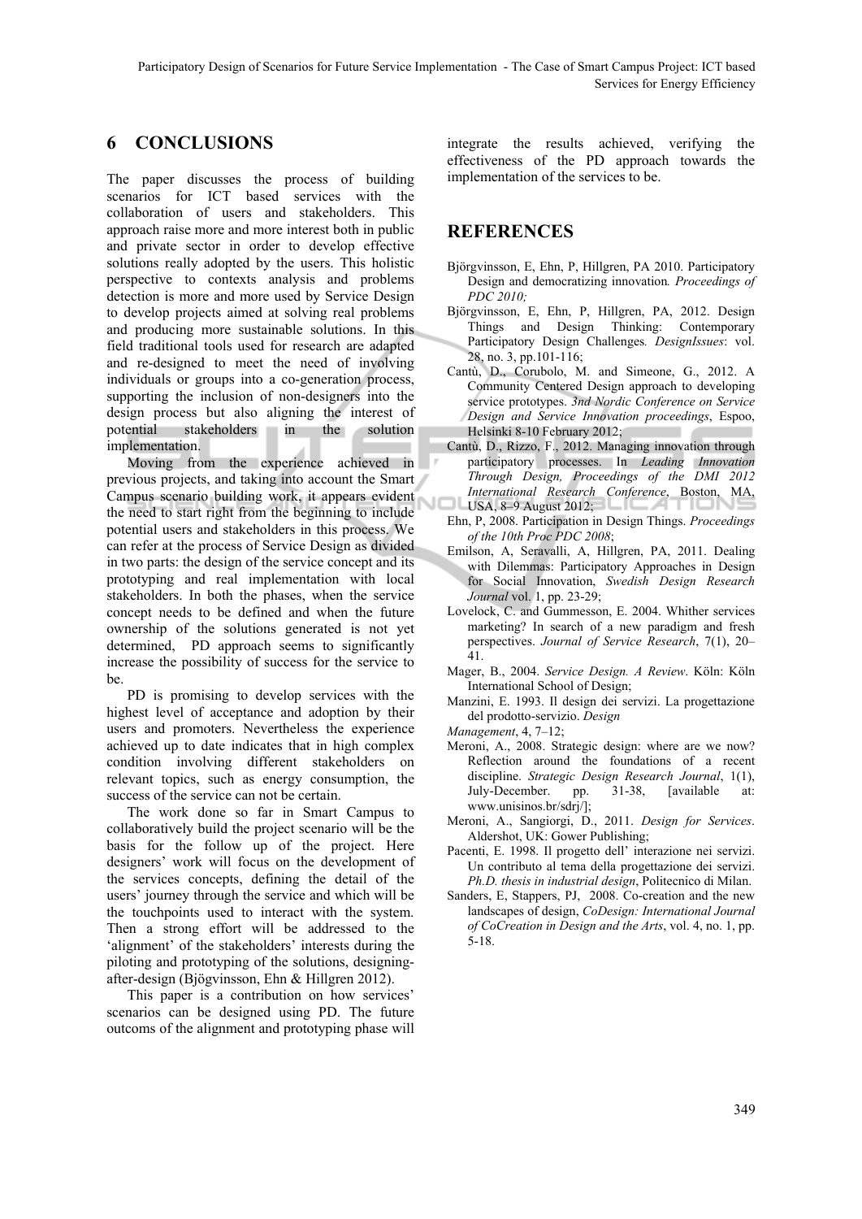## 6 CONCLUSIONS

The paper discusses the process of building scenarios for ICT based services with the collaboration of users and stakeholders. This approach raise more and more interest both in public and private sector in order to develop effective solutions really adopted by the users. This holistic perspective to contexts analysis and problems detection is more and more used by Service Design to develop projects aimed at solving real problems and producing more sustainable solutions. In this field traditional tools used for research are adapted and re-designed to meet the need of involving individuals or groups into a co-generation process, supporting the inclusion of non-designers into the design process but also aligning the interest of potential stakeholders in the solution implementation.

Moving from the experience achieved in previous projects, and taking into account the Smart Campus scenario building work, it appears evident the need to start right from the beginning to include potential users and stakeholders in this process. We can refer at the process of Service Design as divided in two parts: the design of the service concept and its prototyping and real implementation with local stakeholders. In both the phases, when the service concept needs to be defined and when the future ownership of the solutions generated is not yet determined, PD approach seems to significantly increase the possibility of success for the service to be.

PD is promising to develop services with the highest level of acceptance and adoption by their users and promoters. Nevertheless the experience achieved up to date indicates that in high complex condition involving different stakeholders on relevant topics, such as energy consumption, the success of the service can not be certain.

The work done so far in Smart Campus to collaboratively build the project scenario will be the basis for the follow up of the project. Here designers' work will focus on the development of the services concepts, defining the detail of the users' journey through the service and which will be the touchpoints used to interact with the system. Then a strong effort will be addressed to the 'alignment' of the stakeholders' interests during the piloting and prototyping of the solutions, designing-after-design (Bjögvinsson, Ehn & Hillgren 2012).

This paper is a contribution on how services' scenarios can be designed using PD. The future outcoms of the alignment and prototyping phase will integrate the results achieved, verifying the effectiveness of the PD approach towards the implementation of the services to be.

## REFERENCES

Björgvinsson, E, Ehn, P, Hillgren, PA 2010. Participatory Design and democratizing innovation. *Proceedings of PDC 2010;*

Björgvinsson, E, Ehn, P, Hillgren, PA, 2012. Design Things and Design Thinking: Contemporary Participatory Design Challenges. *DesignIssues*: vol. 28, no. 3, pp.101-116;

Cantù, D., Corubolo, M. and Simeone, G., 2012. A Community Centered Design approach to developing service prototypes. *3nd Nordic Conference on Service Design and Service Innovation proceedings*, Espoo, Helsinki 8-10 February 2012;

Cantù, D., Rizzo, F., 2012. Managing innovation through participatory processes. In *Leading Innovation Through Design, Proceedings of the DMI 2012 International Research Conference*, Boston, MA, USA, 8–9 August 2012;

Ehn, P, 2008. Participation in Design Things. *Proceedings of the 10th Proc PDC 2008*;

Emilson, A, Seravalli, A, Hillgren, PA, 2011. Dealing with Dilemmas: Participatory Approaches in Design for Social Innovation, *Swedish Design Research Journal* vol. 1, pp. 23-29;

Lovelock, C. and Gummesson, E. 2004. Whither services marketing? In search of a new paradigm and fresh perspectives. *Journal of Service Research*, 7(1), 20–41.

Mager, B., 2004. *Service Design. A Review*. Köln: Köln International School of Design;

Manzini, E. 1993. Il design dei servizi. La progettazione del prodotto-servizio. *Design Management*, 4, 7–12;

Meroni, A., 2008. Strategic design: where are we now? Reflection around the foundations of a recent discipline. *Strategic Design Research Journal*, 1(1), July-December. pp. 31-38, [available at: www.unisinos.br/sdrj/];

Meroni, A., Sangiorgi, D., 2011. *Design for Services*. Aldershot, UK: Gower Publishing;

Pacenti, E. 1998. Il progetto dell' interazione nei servizi. Un contributo al tema della progettazione dei servizi. *Ph.D. thesis in industrial design*, Politecnico di Milan.

Sanders, E, Stappers, PJ, 2008. Co-creation and the new landscapes of design, *CoDesign: International Journal of CoCreation in Design and the Arts*, vol. 4, no. 1, pp. 5-18.